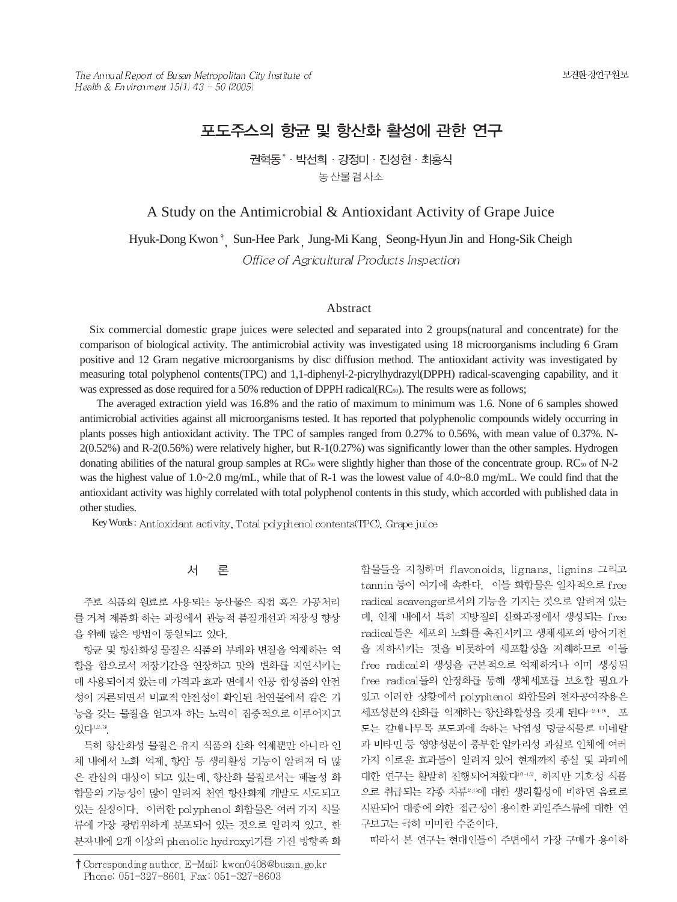# 포도주스의 항균 및 항산화 활성에 관한 연구

권혁동† · 박선희 · 강정미 · 진성현 · 최홍식

농산물검사소

# A Study on the Antimicrobial & Antioxidant Activity of Grape Juice

Hyuk-Dong Kwon†, Sun-Hee Park, Jung-Mi Kang, Seong-Hyun Jin and Hong-Sik Cheigh

*Office of Agricultural Products Inspection*

## Abstract

Six commercial domestic grape juices were selected and separated into 2 groups(natural and concentrate) for the comparison of biological activity. The antimicrobial activity was investigated using 18 microorganisms including 6 Gram positive and 12 Gram negative microorganisms by disc diffusion method. The antioxidant activity was investigated by measuring total polyphenol contents(TPC) and 1,1-diphenyl-2-picrylhydrazyl(DPPH) radical-scavenging capability, and it was expressed as dose required for a 50% reduction of DPPH radical($RC_{50}$). The results were as follows;

The averaged extraction yield was 16.8% and the ratio of maximum to minimum was 1.6. None of 6 samples showed antimicrobial activities against all microorganisms tested. It has reported that polyphenolic compounds widely occurring in plants posses high antioxidant activity. The TPC of samples ranged from 0.27% to 0.56%, with mean value of 0.37%. N-2(0.52%) and R-2(0.56%) were relatively higher, but R-1(0.27%) was significantly lower than the other samples. Hydrogen donating abilities of the natural group samples at $RC_{50}$ were slightly higher than those of the concentrate group. $RC_{50}$ of N-2 was the highest value of 1.0~2.0 mg/mL, while that of R-1 was the lowest value of 4.0~8.0 mg/mL. We could find that the antioxidant activity was highly correlated with total polyphenol contents in this study, which accorded with published data in other studies.

Key Words : Antioxidant activity, Total polyphenol contents(TPC), Grape juice

## 서 론

주로 식품의 원료로 사용되는 농산물은 직접 혹은 가공처리를 거쳐 제품화 하는 과정에서 관능적 품질개선과 저장성 향상을 위해 많은 방법이 동원되고 있다.

항균 및 항산화성 물질은 식품의 부패와 변질을 억제하는 역할을 함으로서 저장기간을 연장하고 맛의 변화를 지연시키는데 사용되어져 왔는데 가격과 효과 면에서 인공 합성품의 안전성이 거론되면서 비교적 안전성이 확인된 천연물에서 같은 기능을 갖는 물질을 얻고자 하는 노력이 집중적으로 이루어지고 있다[1,2,3].

특히 항산화성 물질은 유지 식품의 산화 억제뿐만 아니라 인체 내에서 노화 억제, 항암 등 생리활성 기능이 알려져 더 많은 관심의 대상이 되고 있는데, 항산화 물질로서는 페놀성 화합물의 기능성이 많이 알려져 천연 항산화제 개발도 시도되고 있는 실정이다. 이러한 polyphenol 화합물은 여러 가지 식물류에 가장 광범위하게 분포되어 있는 것으로 알려져 있고, 한 분자내에 2개 이상의 phenolic hydroxyl기를 가진 방향족 화합물들을 지칭하며 flavonoids, lignans, lignins 그리고 tannin 등이 여기에 속한다. 이들 화합물은 일차적으로 free radical scavenger로서의 기능을 가지는 것으로 알려져 있는데, 인체 내에서 특히 지방질의 산화과정에서 생성되는 free radical들은 세포의 노화를 촉진시키고 생체세포의 방어기전을 저하시키는 것을 비롯하여 세포활성을 저해하므로 이들 free radical의 생성을 근본적으로 억제하거나 이미 생성된 free radical들의 안정화를 통해 생체세포를 보호할 필요가 있고 이러한 상황에서 polyphenol 화합물의 전자공여작용은 세포성분의 산화를 억제하는 항산화활성을 갖게 된다[1-2,4-9]. 포도는 갈매나무목 포도과에 속하는 낙엽성 덩굴식물로 미네랄과 비타민 등 영양성분이 풍부한 알카리성 과실로 인체에 여러 가지 이로운 효과들이 알려져 있어 현재까지 종실 및 과피에 대한 연구는 활발히 진행되어져왔다[10-15]. 하지만 기호성 식품으로 취급되는 각종 차류[2,4]에 대한 생리활성에 비하면 음료로 시판되어 대중에 의한 접근성이 용이한 과일주스류에 대한 연구보고는 극히 미미한 수준이다.

따라서 본 연구는 현대인들이 주변에서 가장 구매가 용이하

---

† Corresponding author. E-Mail: kwon0408@busan.go.kr
Phone: 051-327-8601, Fax: 051-327-8603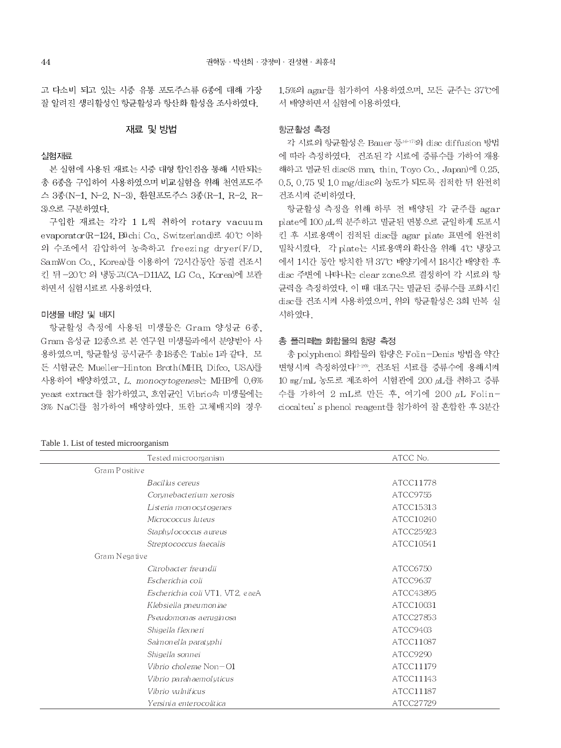고 다소비 되고 있는 시중 유통 포도주스류 6종에 대해 가장 잘 알려진 생리활성인 항균활성과 항산화 활성을 조사하였다.

## 재료 및 방법

### 실험재료

본 실험에 사용된 재료는 시중 대형 할인점을 통해 시판되는 총 6종을 구입하여 사용하였으며 비교실험을 위해 천연포도주스 3종(N-1, N-2, N-3), 환원포도주스 3종(R-1, R-2, R-3)으로 구분하였다.

구입한 재료는 각각 1 L씩 취하여 rotary vacuum evaporator(R-124, Büchi Co., Switzerland)로 40℃ 이하의 수조에서 감압하여 농축하고 freezing dryer(F/D, SamWon Co., Korea)를 이용하여 72시간동안 동결 건조시킨 뒤 -20℃ 의 냉동고(CA-D11AZ, LG Co., Korea)에 보관하면서 실험시료로 사용하였다.

### 미생물 배양 및 배지

항균활성 측정에 사용된 미생물은 Gram 양성균 6종, Gram 음성균 12종으로 본 연구원 미생물과에서 분양받아 사용하였으며, 항균활성 공시균주 총18종은 Table 1과 같다. 모든 시험균은 Mueller-Hinton Broth(MHB, Difco, USA)를 사용하여 배양하였고, *L. monocytogenes*는 MHB에 0.6% yeast extract를 첨가하였고, 호염균인 Vibrio속 미생물에는 3% NaCl를 첨가하여 배양하였다. 또한 고체배지의 경우 1.5%의 agar를 첨가하여 사용하였으며, 모든 균주는 37℃에서 배양하면서 실험에 이용하였다.

### 항균활성 측정

각 시료의 항균활성은 Bauer 등[16-17]의 disc diffusion 방법에 따라 측정하였다. 건조된 각 시료에 증류수를 가하여 재용해하고 멸균된 disc(8 mm, thin, Toyo Co., Japan)에 0.25, 0.5, 0.75 및 1.0 mg/disc의 농도가 되도록 점적한 뒤 완전히 건조시켜 준비하였다.

항균활성 측정을 위해 하루 전 배양된 각 균주를 agar plate에 100 μL씩 분주하고 멸균된 면봉으로 균일하게 도포시킨 후 시료용액이 점적된 disc를 agar plate 표면에 완전히 밀착시켰다. 각 plate는 시료용액의 확산을 위해 4℃ 냉장고에서 1시간 동안 방치한 뒤 37℃ 배양기에서 18시간 배양한 후 disc 주변에 나타나는 clear zone으로 결정하여 각 시료의 항균력을 측정하였다. 이 때 대조구는 멸균된 증류수를 포화시킨 disc를 건조시켜 사용하였으며, 위의 항균활성은 3회 반복 실시하였다.

### 총 폴리페놀 화합물의 함량 측정

총 polyphenol 화합물의 함량은 Folin-Denis 방법을 약간 변형시켜 측정하였다[17-20]. 건조된 시료를 증류수에 용해시켜 10 mg/mL 농도로 제조하여 시험관에 200 μL를 취하고 증류수를 가하여 2 mL로 만든 후, 여기에 200 μL Folin-ciocalteu's phenol reagent를 첨가하여 잘 혼합한 후 3분간

Table 1. List of tested microorganism

| Tested microorganism | ATCC No. |
|---|---|
| Gram Positive | |
| *Bacillus cereus* | ATCC11778 |
| *Corynebacterium xerosis* | ATCC9755 |
| *Listeria monocytogenes* | ATCC15313 |
| *Micrococcus luteus* | ATCC10240 |
| *Staphylococcus aureus* | ATCC25923 |
| *Streptococcus faecalis* | ATCC10541 |
| Gram Negative | |
| *Citrobacter freundii* | ATCC6750 |
| *Escherichia coli* | ATCC9637 |
| *Escherichia coli* VT1, VT2, eaeA | ATCC43895 |
| *Klebsiella pneumoniae* | ATCC10031 |
| *Pseudomonas aeruginosa* | ATCC27853 |
| *Shigella flexneri* | ATCC9403 |
| *Salmonella paratyphi* | ATCC11087 |
| *Shigella sonnei* | ATCC9290 |
| *Vibrio cholerae* Non-O1 | ATCC11179 |
| *Vibrio parahaemolyticus* | ATCC11143 |
| *Vibrio vulnificus* | ATCC11187 |
| *Yersinia enterocolitica* | ATCC27729 |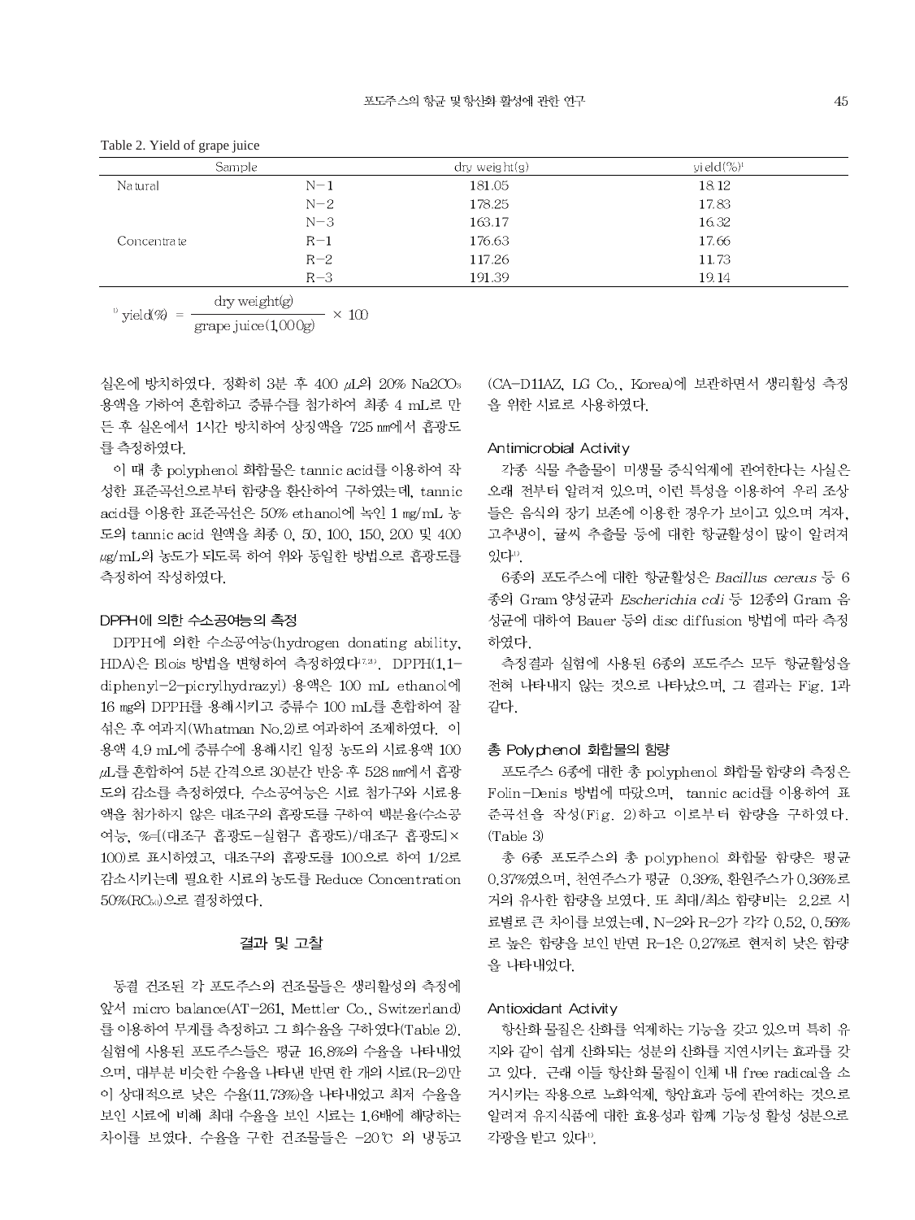Table 2. Yield of grape juice

| Sample | | dry weight(g) | yield(%)[1] |
|---|---|---|---|
| Natural | N-1 | 181.05 | 18.12 |
| | N-2 | 178.25 | 17.83 |
| | N-3 | 163.17 | 16.32 |
| Concentrate | R-1 | 176.63 | 17.66 |
| | R-2 | 117.26 | 11.73 |
| | R-3 | 191.39 | 19.14 |

[1] $\text{yield}(\%) = \frac{\text{dry weight(g)}}{\text{grape juice(1,000g)}} \times 100$

실온에 방치하였다. 정확히 3분 후 400 μL의 20% $Na_2CO_3$ 용액을 가하여 혼합하고 증류수를 첨가하여 최종 4 mL로 만든 후 실온에서 1시간 방치하여 상징액을 725 ㎚에서 흡광도를 측정하였다.

이 때 총 polyphenol 화합물은 tannic acid를 이용하여 작성한 표준곡선으로부터 함량을 환산하여 구하였는데, tannic acid를 이용한 표준곡선은 50% ethanol에 녹인 1 ㎎/mL 농도의 tannic acid 원액을 최종 0, 50, 100, 150, 200 및 400 ㎍/mL의 농도가 되도록 하여 위와 동일한 방법으로 흡광도를 측정하여 작성하였다.

### DPPH에 의한 수소공여능의 측정

DPPH에 의한 수소공여능(hydrogen donating ability, HDA)은 Blois 방법을 변형하여 측정하였다[7,23]. DPPH(1,1-diphenyl-2-picrylhydrazyl) 용액은 100 mL ethanol에 16 ㎎의 DPPH를 용해시키고 증류수 100 mL를 혼합하여 잘 섞은 후 여과지(Whatman No.2)로 여과하여 조제하였다. 이 용액 4.9 mL에 증류수에 용해시킨 일정 농도의 시료용액 100 μL를 혼합하여 5분 간격으로 30분간 반응 후 528 ㎚에서 흡광도의 감소를 측정하였다. 수소공여능은 시료 첨가구와 시료용액을 첨가하지 않은 대조구의 흡광도를 구하여 백분율(수소공여능, %=[(대조구 흡광도-실험구 흡광도)/대조구 흡광도]×100)로 표시하였고, 대조구의 흡광도를 100으로 하여 1/2로 감소시키는데 필요한 시료의 농도를 Reduce Concentration 50%($RC_{50}$)으로 결정하였다.

## 결과 및 고찰

동결 건조된 각 포도주스의 건조물들은 생리활성의 측정에 앞서 micro balance(AT-261, Mettler Co., Switzerland)를 이용하여 무게를 측정하고 그 회수율을 구하였다(Table 2). 실험에 사용된 포도주스들은 평균 16.8%의 수율을 나타내었으며, 대부분 비슷한 수율을 나타낸 반면 한 개의 시료(R-2)만이 상대적으로 낮은 수율(11.73%)을 나타내었고 최저 수율을 보인 시료에 비해 최대 수율을 보인 시료는 1.6배에 해당하는 차이를 보였다. 수율을 구한 건조물들은 -20℃ 의 냉동고(CA-D11AZ, LG Co., Korea)에 보관하면서 생리활성 측정을 위한 시료로 사용하였다.

### Antimicrobial Activity

각종 식물 추출물이 미생물 증식억제에 관여한다는 사실은 오래 전부터 알려져 있으며, 이런 특성을 이용하여 우리 조상들은 음식의 장기 보존에 이용한 경우가 보이고 있으며 겨자, 고추냉이, 귤씨 추출물 등에 대한 항균활성이 많이 알려져 있다[1].

6종의 포도주스에 대한 항균활성은 *Bacillus cereus* 등 6종의 Gram 양성균과 *Escherichia coli* 등 12종의 Gram 음성균에 대하여 Bauer 등의 disc diffusion 방법에 따라 측정하였다.

측정결과 실험에 사용된 6종의 포도주스 모두 항균활성을 전혀 나타내지 않는 것으로 나타났으며, 그 결과는 Fig. 1과 같다.

### 총 Polyphenol 화합물의 함량

포도주스 6종에 대한 총 polyphenol 화합물 함량의 측정은 Folin-Denis 방법에 따랐으며, tannic acid를 이용하여 표준곡선을 작성(Fig. 2)하고 이로부터 함량을 구하였다. (Table 3)

총 6종 포도주스의 총 polyphenol 화합물 함량은 평균 0.37%였으며, 천연주스가 평균 0.39%, 환원주스가 0.36%로 거의 유사한 함량을 보였다. 또 최대/최소 함량비는 2.2로 시료별로 큰 차이를 보였는데, N-2와 R-2가 각각 0.52, 0.56%로 높은 함량을 보인 반면 R-1은 0.27%로 현저히 낮은 함량을 나타내었다.

### Antioxidant Activity

항산화 물질은 산화를 억제하는 기능을 갖고 있으며 특히 유지와 같이 쉽게 산화되는 성분의 산화를 지연시키는 효과를 갖고 있다. 근래 이들 항산화 물질이 인체 내 free radical을 소거시키는 작용으로 노화억제, 항암효과 등에 관여하는 것으로 알려져 유지식품에 대한 효용성과 함께 기능성 활성 성분으로 각광을 받고 있다[1].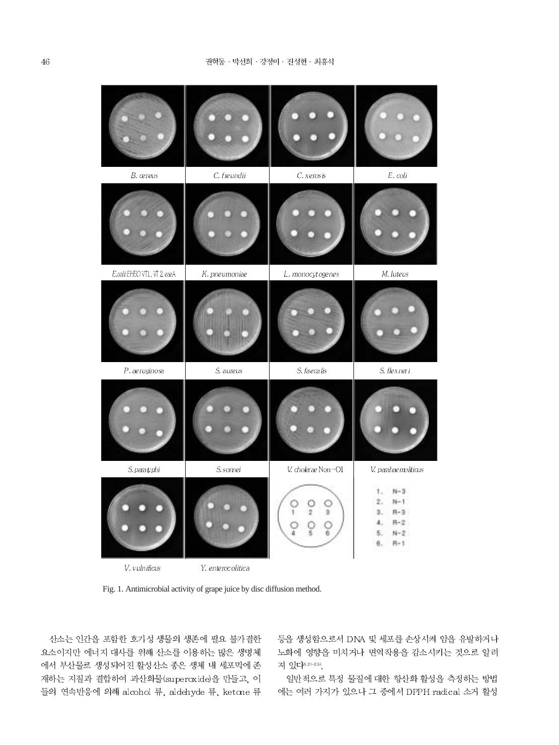B. cereus | C. freundii | C. xerosis | E. coli

E.coli(EHEC) VT1, VT 2, eaeA | K. pneumoniae | L. monocytogenes | M. luteus

P. aeruginosa | S. aureus | S. faecalis | S. flexneri

S. paratyphi | S. sonnei | V. cholerae Non-O1 | V. parahaemolyticus

V. vulnificus | Y. enterocolitica

1. N-3
2. N-1
3. R-3
4. R-2
5. N-2
6. R-1

Fig. 1. Antimicrobial activity of grape juice by disc diffusion method.

산소는 인간을 포함한 호기성 생물의 생존에 필요 불가결한 요소이지만 에너지 대사를 위해 산소를 이용하는 많은 생명체에서 부산물로 생성되어진 활성산소 종은 생체 내 세포막에 존재하는 지질과 결합하여 과산화물(superoxide)을 만들고, 이들의 연속반응에 의해 alcohol 류, aldehyde 류, ketone 류 등을 생성함으로서 DNA 및 세포를 손상시켜 암을 유발하거나 노화에 영향을 미치거나 면역작용을 감소시키는 것으로 알려져 있다[8,21-23].

일반적으로 특정 물질에 대한 항산화 활성을 측정하는 방법에는 여러 가지가 있으나 그 중에서 DPPH radical 소거 활성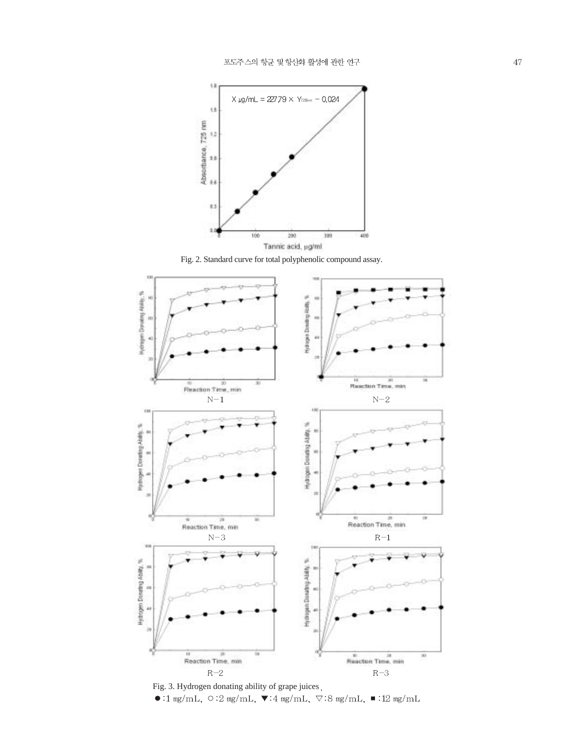Fig. 2. Standard curve for total polyphenolic compound assay.

Fig. 3. Hydrogen donating ability of grape juices.

●:1 ㎎/mL, ○:2 ㎎/mL, ▼:4 ㎎/mL, ▽:8 ㎎/mL, ■:12 ㎎/mL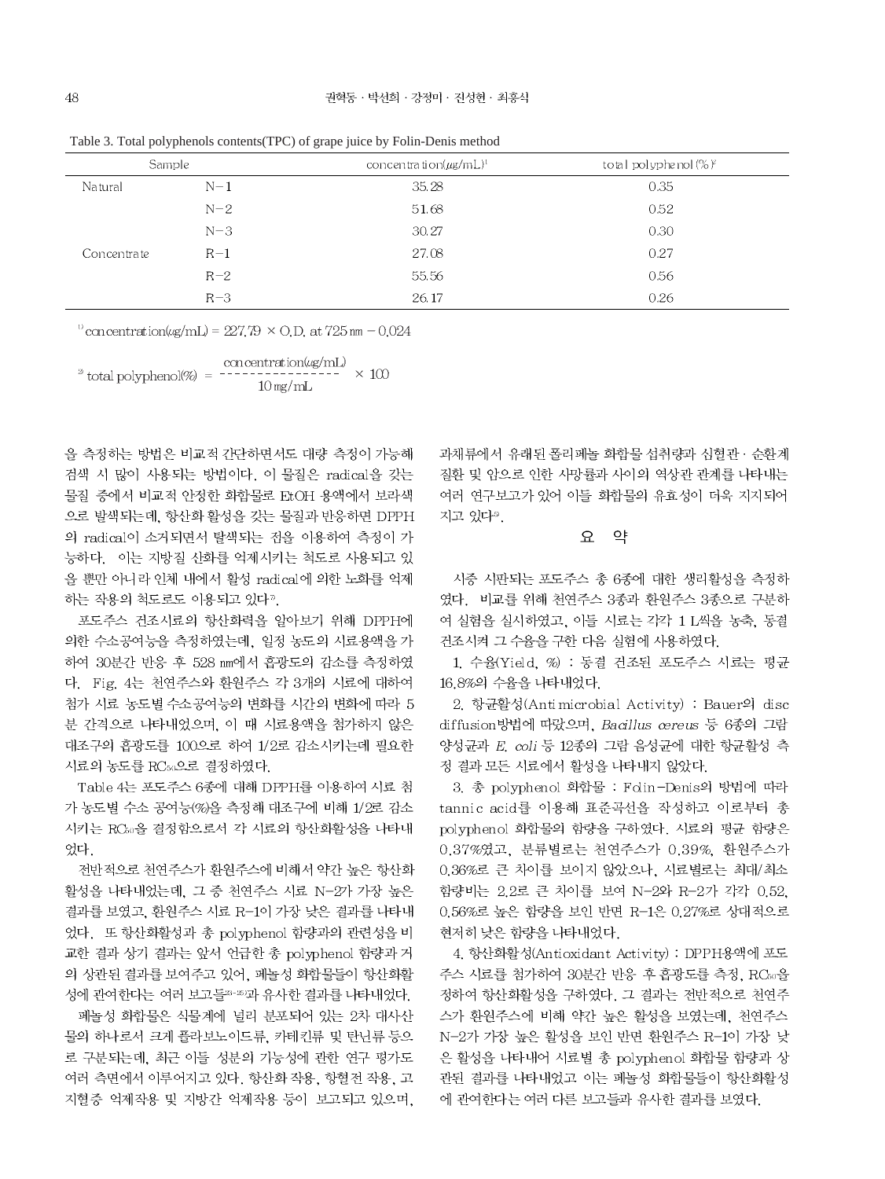Table 3. Total polyphenols contents(TPC) of grape juice by Folin-Denis method

| Sample | | concentration(μg/mL)[1] | total polyphenol (%)[2] |
|---|---|---|---|
| Natural | N−1 | 35.28 | 0.35 |
| | N−2 | 51.68 | 0.52 |
| | N−3 | 30.27 | 0.30 |
| Concentrate | R−1 | 27.08 | 0.27 |
| | R−2 | 55.56 | 0.56 |
| | R−3 | 26.17 | 0.26 |

[1] concentration(μg/mL) = 227.79 × O.D. at 725 nm − 0.024

[2] $\text{total polyphenol}(\%) = \dfrac{\text{concentration}(\mu g/mL)}{10\,mg/mL} \times 100$

을 측정하는 방법은 비교적 간단하면서도 대량 측정이 가능해 검색 시 많이 사용되는 방법이다. 이 물질은 radical을 갖는 물질 중에서 비교적 안정한 화합물로 EtOH 용액에서 보라색으로 발색되는데, 항산화 활성을 갖는 물질과 반응하면 DPPH의 radical이 소거되면서 탈색되는 점을 이용하여 측정이 가능하다. 이는 지방질 산화를 억제시키는 척도로 사용되고 있을 뿐만 아니라 인체 내에서 활성 radical에 의한 노화를 억제하는 작용의 척도로도 이용되고 있다[7].

포도주스 건조시료의 항산화력을 알아보기 위해 DPPH에 의한 수소공여능을 측정하였는데, 일정 농도의 시료용액을 가하여 30분간 반응 후 528 nm에서 흡광도의 감소를 측정하였다. Fig. 4는 천연주스와 환원주스 각 3개의 시료에 대하여 첨가 시료 농도별 수소공여능의 변화를 시간의 변화에 따라 5분 간격으로 나타내었으며, 이 때 시료용액을 첨가하지 않은 대조구의 흡광도를 100으로 하여 1/2로 감소시키는데 필요한 시료의 농도를 $RC_{50}$으로 결정하였다.

Table 4는 포도주스 6종에 대해 DPPH를 이용하여 시료 첨가 농도별 수소 공여능(%)을 측정해 대조구에 비해 1/2로 감소시키는 $RC_{50}$을 결정함으로서 각 시료의 항산화활성을 나타내었다.

전반적으로 천연주스가 환원주스에 비해서 약간 높은 항산화 활성을 나타내었는데, 그 중 천연주스 시료 N-2가 가장 높은 결과를 보였고, 환원주스 시료 R-1이 가장 낮은 결과를 나타내었다. 또 항산화활성과 총 polyphenol 함량과의 관련성을 비교한 결과 상기 결과는 앞서 언급한 총 polyphenol 함량과 거의 상관된 결과를 보여주고 있어, 페놀성 화합물들이 항산화활성에 관여한다는 여러 보고들[23-25]과 유사한 결과를 나타내었다.

페놀성 화합물은 식물계에 널리 분포되어 있는 2차 대사산물의 하나로서 크게 플라보노이드류, 카테킨류 및 탄닌류 등으로 구분되는데, 최근 이들 성분의 기능성에 관한 연구 평가도 여러 측면에서 이루어지고 있다. 항산화 작용, 항혈전 작용, 고지혈증 억제작용 및 지방간 억제작용 등이 보고되고 있으며, 과채류에서 유래된 폴리페놀 화합물 섭취량과 심혈관·순환계 질환 및 암으로 인한 사망률과 사이의 역상관 관계를 나타내는 여러 연구보고가 있어 이들 화합물의 유효성이 더욱 지지되어 지고 있다[9].

## 요 약

시중 시판되는 포도주스 총 6종에 대한 생리활성을 측정하였다. 비교를 위해 천연주스 3종과 환원주스 3종으로 구분하여 실험을 실시하였고, 이들 시료는 각각 1 L씩을 농축, 동결 건조시켜 그 수율을 구한 다음 실험에 사용하였다.

1. 수율(Yield, %) : 동결 건조된 포도주스 시료는 평균 16.8%의 수율을 나타내었다.

2. 항균활성(Antimicrobial Activity) : Bauer의 disc diffusion방법에 따랐으며, *Bacillus cereus* 등 6종의 그람 양성균과 *E. coli* 등 12종의 그람 음성균에 대한 항균활성 측정 결과 모든 시료에서 활성을 나타내지 않았다.

3. 총 polyphenol 화합물 : Folin-Denis의 방법에 따라 tannic acid를 이용해 표준곡선을 작성하고 이로부터 총 polyphenol 화합물의 함량을 구하였다. 시료의 평균 함량은 0.37%였고, 분류별로는 천연주스가 0.39%, 환원주스가 0.36%로 큰 차이를 보이지 않았으나, 시료별로는 최대/최소 함량비는 2.2로 큰 차이를 보여 N-2와 R-2가 각각 0.52, 0.56%로 높은 함량을 보인 반면 R-1은 0.27%로 상대적으로 현저히 낮은 함량을 나타내었다.

4. 항산화활성(Antioxidant Activity) : DPPH용액에 포도주스 시료를 첨가하여 30분간 반응 후 흡광도를 측정, $RC_{50}$을 정하여 항산화활성을 구하였다. 그 결과는 전반적으로 천연주스가 환원주스에 비해 약간 높은 활성을 보였는데, 천연주스 N-2가 가장 높은 활성을 보인 반면 환원주스 R-1이 가장 낮은 활성을 나타내어 시료별 총 polyphenol 화합물 함량과 상관된 결과를 나타내었고 이는 페놀성 화합물들이 항산화활성에 관여한다는 여러 다른 보고들과 유사한 결과를 보였다.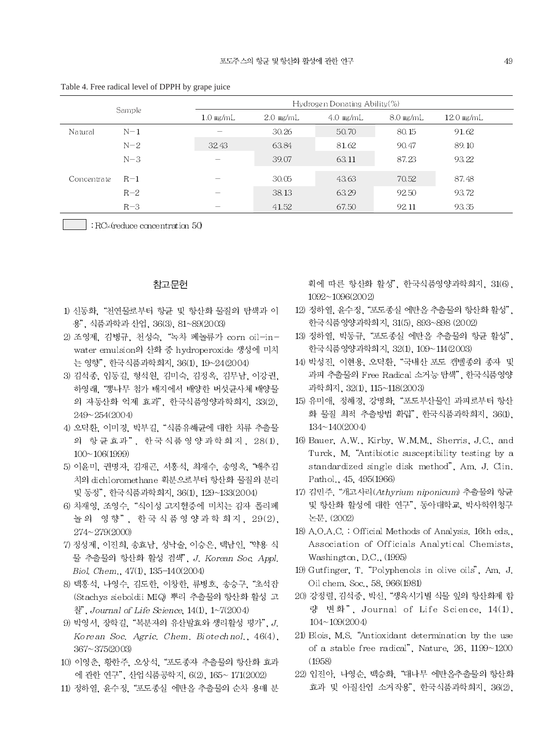Table 4. Free radical level of DPPH by grape juice

| Sample | | Hydrogen Donating Ability(%) | | | | |
|---|---|---|---|---|---|---|
| | | 1.0 ㎎/mL | 2.0 ㎎/mL | 4.0 ㎎/mL | 8.0 ㎎/mL | 12.0 ㎎/mL |
| Natural | N−1 | − | 30.26 | 50.70 | 80.15 | 91.62 |
| | N−2 | 32.43 | 63.84 | 81.62 | 90.47 | 89.10 |
| | N−3 | − | 39.07 | 63.11 | 87.23 | 93.22 |
| Concentrate | R−1 | − | 30.05 | 43.63 | 70.52 | 87.48 |
| | R−2 | − | 38.13 | 63.29 | 92.50 | 93.72 |
| | R−3 | − | 41.52 | 67.50 | 92.11 | 93.35 |

▭ : $RC_{50}$(reduce concentration 50)

## 참고문헌

1) 신동화, "천연물로부터 항균 및 항산화 물질의 탐색과 이용", 식품과학과 산업, 36(3), 81~89(2003)
2) 조영제, 김병규, 천성숙, "녹차 폐놀류가 corn oil-in-water emulsion의 산화 중 hydroperoxide 생성에 미치는 영향", 한국식품과학회지, 36(1), 19~24(2004)
3) 김석종, 임동길, 형석원, 김미숙, 김정옥, 김무남, 이강권, 하영래, "뽕나무 첨가 배지에서 배양한 버섯균사체 배양물의 자동산화 억제 효과", 한국식품영양과학회지, 33(2), 249~254(2004)
4) 오덕환, 이미경, 박부길, "식품유해균에 대한 차류 추출물의 항균효과", 한국식품영양과학회지, 28(1), 100~106(1999)
5) 이윤미, 권명자, 김재곤, 서홍석, 최재수, 송영옥, "배추김치의 dichloromethane 획분으로부터 항산화 물질의 분리 및 동정", 한국식품과학회지, 36(1), 129~133(2004)
6) 차재영, 조영수, "식이성 고지혈증에 미치는 감자 폴리페놀의 영향", 한국식품영양과학회지, 29(2), 274~279(2000)
7) 정성제, 이진희, 송효남, 성낙술, 이승은, 백남인, "약용 식물 추출물의 항산화 활성 검색", *J. Korean Soc. Appl. Biol. Chem.*, 47(1), 135-140(2004)
8) 백홍석, 나영수, 김도한, 이창한, 류병호, 송승구, "초석잠(Stachys sieboldii MIQ) 뿌리 추출물의 항산화 활성 고찰", *Journal of Life Science*, 14(1), 1~7(2004)
9) 박영서, 장학길, "복분자의 유산발효와 생리활성 평가", *J. Korean Soc. Agric. Chem. Biotechnol.*, 46(4), 367~375(2003)
10) 이영춘, 황한주, 오상석, "포도종자 추출물의 항산화 효과에 관한 연구", 산업식품공학지, 6(2), 165~171(2002)
11) 정하열, 윤수정, "포도종실 에탄올 추출물의 순차 용매 분획에 따른 항산화 활성", 한국식품영양과학회지, 31(6), 1092~1096(2002)
12) 정하열, 윤수정, "포도종실 에탄올 추출물의 항산화 활성", 한국식품영양과학회지, 31(5), 893~898 (2002)
13) 정하열, 박동규, "포도종실 에탄올 추출물의 항균 활성", 한국식품영양과학회지, 32(1), 109~114(2003)
14) 박성진, 이현용, 오덕환, "국내산 포도 캠벨종의 종자 및 과피 추출물의 Free Radical 소거능 탐색", 한국식품영양과학회지, 32(1), 115~118(2003)
15) 유미애, 정혜경, 강명화, "포도부산물인 과피로부터 항산화 물질 최적 추출방법 확립", 한국식품과학회지, 36(1), 134~140(2004)
16) Bauer, A.W., Kirby, W.M.M., Sherris, J.C., and Turck, M. "Antibiotic susceptibility testing by a standardized single disk method", Am. J. Clin. Pathol., 45, 495(1966)
17) 김민주, "개고사리(*Athyrium niponicum*) 추출물의 항균 및 항산화 활성에 대한 연구", 동아대학교, 박사학위청구논문, (2002)
18) A.O.A.C. : Official Methods of Analysis. 16th eds., Association of Officials Analytical Chemists, Washington, D.C., (1995)
19) Gutfinger, T. "Polyphenols in olive oils", Am. J. Oil chem. Soc., 58, 966(1981)
20) 강정렬, 김석종, 박신, "생육시기별 식물 잎의 항산화제 함량 변화", Journal of Life Science, 14(1), 104~109(2004)
21) Blois, M.S. "Antioxidant determination by the use of a stable free radical", Nature, 26, 1199~1200 (1958)
22) 임진아, 나영순, 백승화, "대나무 에탄올추출물의 항산화 효과 및 아질산염 소거작용", 한국식품과학회지, 36(2),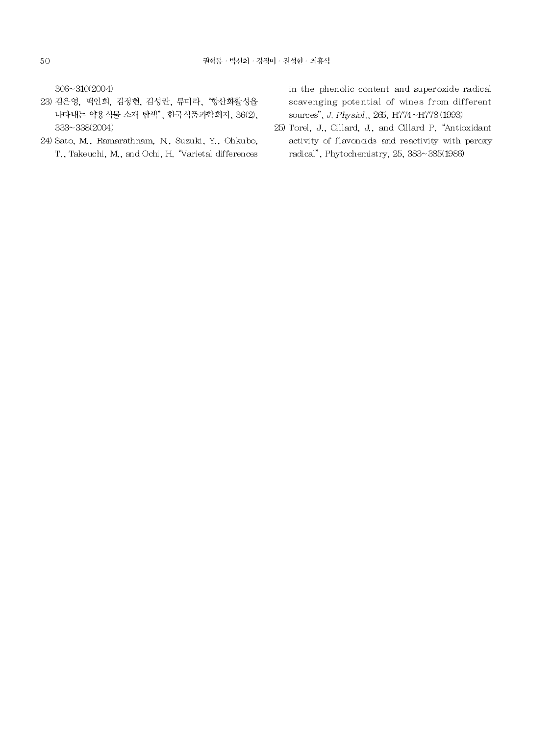306~310(2004)

23) 김은영, 백인희, 김정현, 김성란, 류미라, "항산화활성을 나타내는 약용식물 소재 탐색", 한국식품과학회지, 36(2), 333~338(2004)

24) Sato, M., Ramarathnam, N., Suzuki, Y., Ohkubo, T., Takeuchi, M., and Ochi, H. "Varietal differences in the phenolic content and superoxide radical scavenging potential of wines from different sources", *J. Physiol.*, 265, H774~H778 (1993)

25) Torel, J., Cillard, J., and Cillard P. "Antioxidant activity of flavonoids and reactivity with peroxy radical", Phytochemistry, 25, 383~385(1986)